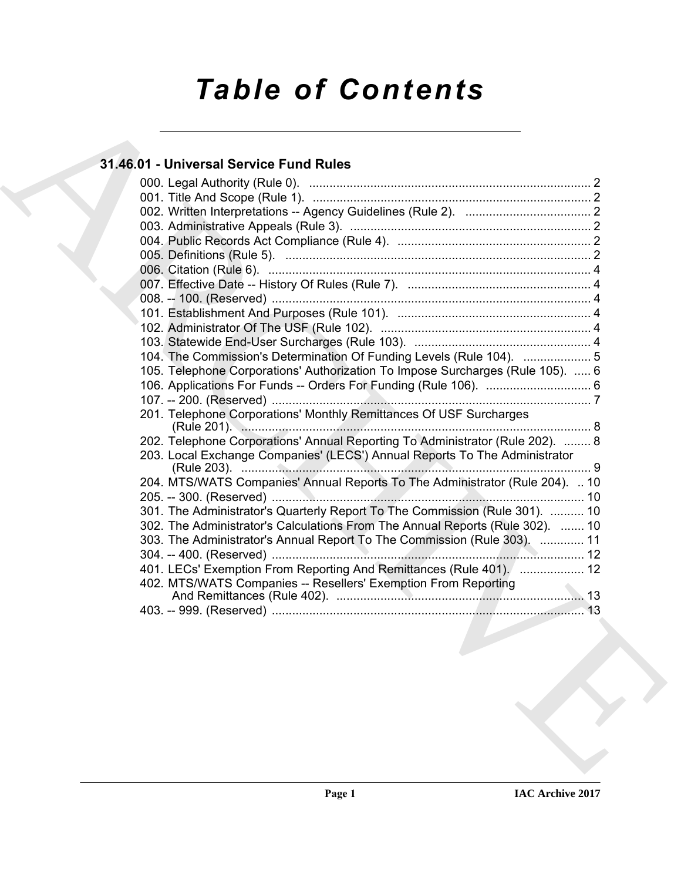# Table of Contents

## 31.46.01 - Universal Service Fund Rules

000. Legal Authority (Rule 0). ........ 2
001. Title And Scope (Rule 1). ........ 2
002. Written Interpretations -- Agency Guidelines (Rule 2). ........ 2
003. Administrative Appeals (Rule 3). ........ 2
004. Public Records Act Compliance (Rule 4). ........ 2
005. Definitions (Rule 5). ........ 2
006. Citation (Rule 6). ........ 4
007. Effective Date -- History Of Rules (Rule 7). ........ 4
008. -- 100. (Reserved) ........ 4
101. Establishment And Purposes (Rule 101). ........ 4
102. Administrator Of The USF (Rule 102). ........ 4
103. Statewide End-User Surcharges (Rule 103). ........ 4
104. The Commission's Determination Of Funding Levels (Rule 104). ........ 5
105. Telephone Corporations' Authorization To Impose Surcharges (Rule 105). ........ 6
106. Applications For Funds -- Orders For Funding (Rule 106). ........ 6
107. -- 200. (Reserved) ........ 7
201. Telephone Corporations' Monthly Remittances Of USF Surcharges (Rule 201). ........ 8
202. Telephone Corporations' Annual Reporting To Administrator (Rule 202). ........ 8
203. Local Exchange Companies' (LECS') Annual Reports To The Administrator (Rule 203). ........ 9
204. MTS/WATS Companies' Annual Reports To The Administrator (Rule 204). ........ 10
205. -- 300. (Reserved) ........ 10
301. The Administrator's Quarterly Report To The Commission (Rule 301). ........ 10
302. The Administrator's Calculations From The Annual Reports (Rule 302). ........ 10
303. The Administrator's Annual Report To The Commission (Rule 303). ........ 11
304. -- 400. (Reserved) ........ 12
401. LECs' Exemption From Reporting And Remittances (Rule 401). ........ 12
402. MTS/WATS Companies -- Resellers' Exemption From Reporting And Remittances (Rule 402). ........ 13
403. -- 999. (Reserved) ........ 13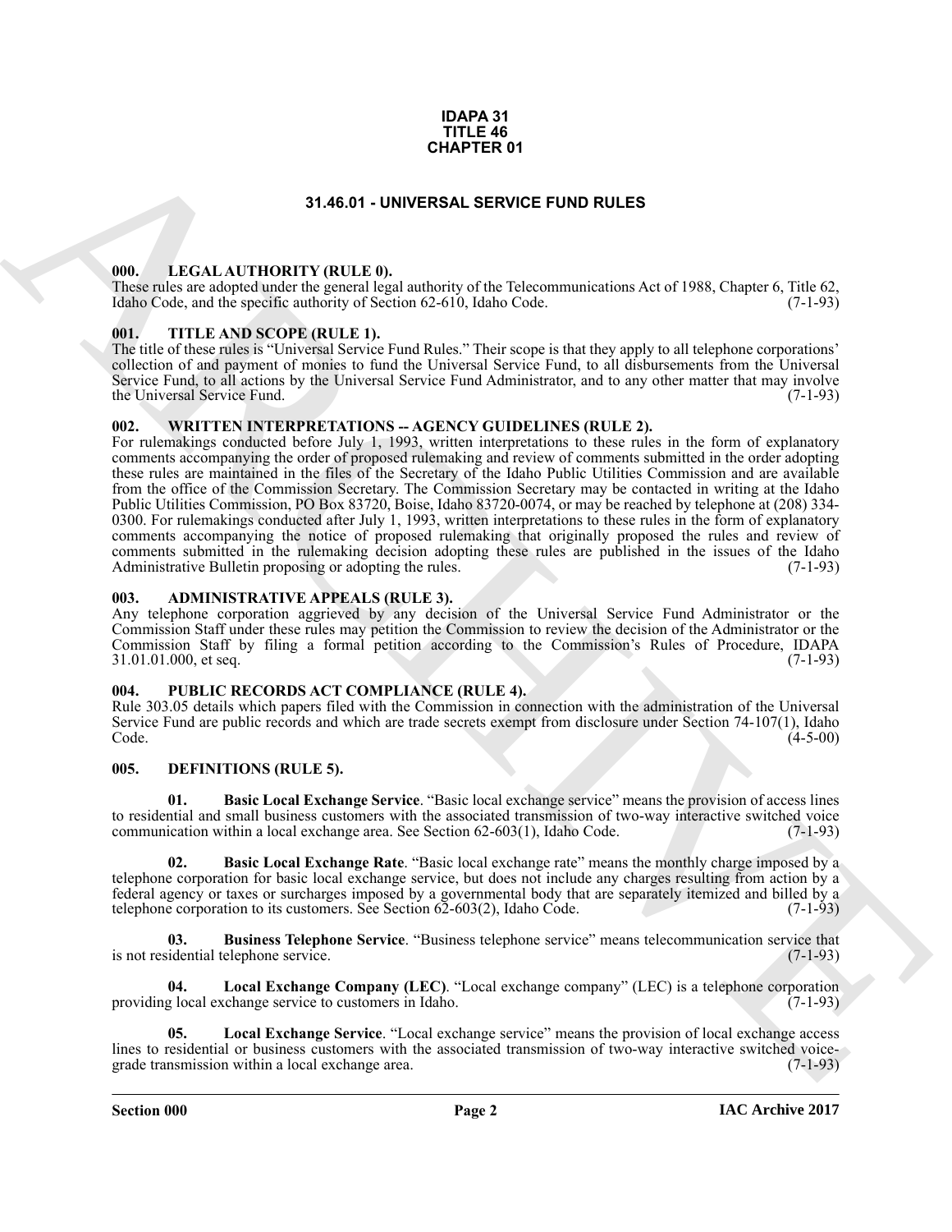**IDAPA 31**
**TITLE 46**
**CHAPTER 01**

# 31.46.01 - UNIVERSAL SERVICE FUND RULES

## 000. LEGAL AUTHORITY (RULE 0).

These rules are adopted under the general legal authority of the Telecommunications Act of 1988, Chapter 6, Title 62, Idaho Code, and the specific authority of Section 62-610, Idaho Code. (7-1-93)

## 001. TITLE AND SCOPE (RULE 1).

The title of these rules is "Universal Service Fund Rules." Their scope is that they apply to all telephone corporations' collection of and payment of monies to fund the Universal Service Fund, to all disbursements from the Universal Service Fund, to all actions by the Universal Service Fund Administrator, and to any other matter that may involve the Universal Service Fund. (7-1-93)

## 002. WRITTEN INTERPRETATIONS -- AGENCY GUIDELINES (RULE 2).

For rulemakings conducted before July 1, 1993, written interpretations to these rules in the form of explanatory comments accompanying the order of proposed rulemaking and review of comments submitted in the order adopting these rules are maintained in the files of the Secretary of the Idaho Public Utilities Commission and are available from the office of the Commission Secretary. The Commission Secretary may be contacted in writing at the Idaho Public Utilities Commission, PO Box 83720, Boise, Idaho 83720-0074, or may be reached by telephone at (208) 334-0300. For rulemakings conducted after July 1, 1993, written interpretations to these rules in the form of explanatory comments accompanying the notice of proposed rulemaking that originally proposed the rules and review of comments submitted in the rulemaking decision adopting these rules are published in the issues of the Idaho Administrative Bulletin proposing or adopting the rules. (7-1-93)

## 003. ADMINISTRATIVE APPEALS (RULE 3).

Any telephone corporation aggrieved by any decision of the Universal Service Fund Administrator or the Commission Staff under these rules may petition the Commission to review the decision of the Administrator or the Commission Staff by filing a formal petition according to the Commission's Rules of Procedure, IDAPA 31.01.01.000, et seq. (7-1-93)

## 004. PUBLIC RECORDS ACT COMPLIANCE (RULE 4).

Rule 303.05 details which papers filed with the Commission in connection with the administration of the Universal Service Fund are public records and which are trade secrets exempt from disclosure under Section 74-107(1), Idaho Code. (4-5-00)

## 005. DEFINITIONS (RULE 5).

**01. Basic Local Exchange Service**. "Basic local exchange service" means the provision of access lines to residential and small business customers with the associated transmission of two-way interactive switched voice communication within a local exchange area. See Section 62-603(1), Idaho Code. (7-1-93)

**02. Basic Local Exchange Rate**. "Basic local exchange rate" means the monthly charge imposed by a telephone corporation for basic local exchange service, but does not include any charges resulting from action by a federal agency or taxes or surcharges imposed by a governmental body that are separately itemized and billed by a telephone corporation to its customers. See Section 62-603(2), Idaho Code. (7-1-93)

**03. Business Telephone Service**. "Business telephone service" means telecommunication service that is not residential telephone service. (7-1-93)

**04. Local Exchange Company (LEC)**. "Local exchange company" (LEC) is a telephone corporation providing local exchange service to customers in Idaho. (7-1-93)

**05. Local Exchange Service**. "Local exchange service" means the provision of local exchange access lines to residential or business customers with the associated transmission of two-way interactive switched voice-grade transmission within a local exchange area. (7-1-93)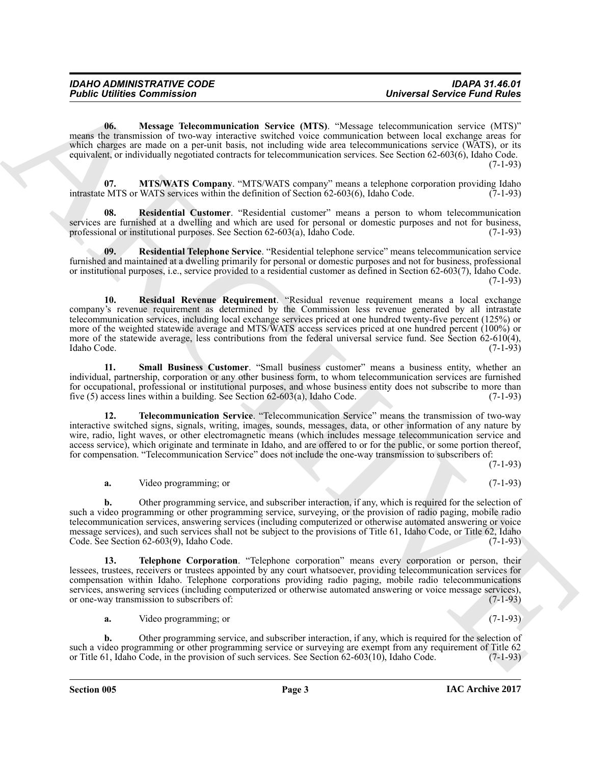**06. Message Telecommunication Service (MTS)**. "Message telecommunication service (MTS)" means the transmission of two-way interactive switched voice communication between local exchange areas for which charges are made on a per-unit basis, not including wide area telecommunications service (WATS), or its equivalent, or individually negotiated contracts for telecommunication services. See Section 62-603(6), Idaho Code. (7-1-93)

**07. MTS/WATS Company**. "MTS/WATS company" means a telephone corporation providing Idaho intrastate MTS or WATS services within the definition of Section 62-603(6), Idaho Code. (7-1-93)

**08. Residential Customer**. "Residential customer" means a person to whom telecommunication services are furnished at a dwelling and which are used for personal or domestic purposes and not for business, professional or institutional purposes. See Section 62-603(a), Idaho Code. (7-1-93)

**09. Residential Telephone Service**. "Residential telephone service" means telecommunication service furnished and maintained at a dwelling primarily for personal or domestic purposes and not for business, professional or institutional purposes, i.e., service provided to a residential customer as defined in Section 62-603(7), Idaho Code. (7-1-93)

**10. Residual Revenue Requirement**. "Residual revenue requirement means a local exchange company's revenue requirement as determined by the Commission less revenue generated by all intrastate telecommunication services, including local exchange services priced at one hundred twenty-five percent (125%) or more of the weighted statewide average and MTS/WATS access services priced at one hundred percent (100%) or more of the statewide average, less contributions from the federal universal service fund. See Section 62-610(4), Idaho Code. (7-1-93)

**11. Small Business Customer**. "Small business customer" means a business entity, whether an individual, partnership, corporation or any other business form, to whom telecommunication services are furnished for occupational, professional or institutional purposes, and whose business entity does not subscribe to more than five (5) access lines within a building. See Section 62-603(a), Idaho Code. (7-1-93)

**12. Telecommunication Service**. "Telecommunication Service" means the transmission of two-way interactive switched signs, signals, writing, images, sounds, messages, data, or other information of any nature by wire, radio, light waves, or other electromagnetic means (which includes message telecommunication service and access service), which originate and terminate in Idaho, and are offered to or for the public, or some portion thereof, for compensation. "Telecommunication Service" does not include the one-way transmission to subscribers of: (7-1-93)

**a.** Video programming; or (7-1-93)

**b.** Other programming service, and subscriber interaction, if any, which is required for the selection of such a video programming or other programming service, surveying, or the provision of radio paging, mobile radio telecommunication services, answering services (including computerized or otherwise automated answering or voice message services), and such services shall not be subject to the provisions of Title 61, Idaho Code, or Title 62, Idaho Code. See Section 62-603(9), Idaho Code. (7-1-93)

**13. Telephone Corporation**. "Telephone corporation" means every corporation or person, their lessees, trustees, receivers or trustees appointed by any court whatsoever, providing telecommunication services for compensation within Idaho. Telephone corporations providing radio paging, mobile radio telecommunications services, answering services (including computerized or otherwise automated answering or voice message services), or one-way transmission to subscribers of: (7-1-93)

**a.** Video programming; or (7-1-93)

**b.** Other programming service, and subscriber interaction, if any, which is required for the selection of such a video programming or other programming service or surveying are exempt from any requirement of Title 62 or Title 61, Idaho Code, in the provision of such services. See Section 62-603(10), Idaho Code. (7-1-93)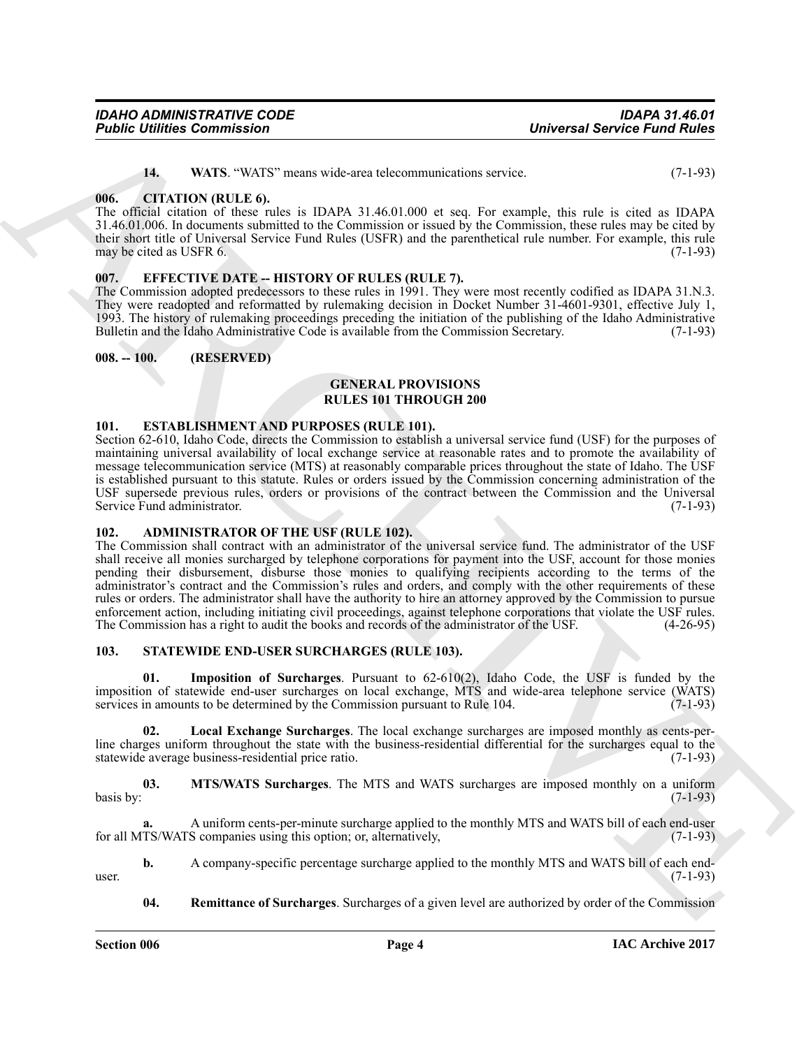**14. WATS**. "WATS" means wide-area telecommunications service. (7-1-93)

## 006. CITATION (RULE 6).

The official citation of these rules is IDAPA 31.46.01.000 et seq. For example, this rule is cited as IDAPA 31.46.01.006. In documents submitted to the Commission or issued by the Commission, these rules may be cited by their short title of Universal Service Fund Rules (USFR) and the parenthetical rule number. For example, this rule may be cited as USFR 6. (7-1-93)

## 007. EFFECTIVE DATE -- HISTORY OF RULES (RULE 7).

The Commission adopted predecessors to these rules in 1991. They were most recently codified as IDAPA 31.N.3. They were readopted and reformatted by rulemaking decision in Docket Number 31-4601-9301, effective July 1, 1993. The history of rulemaking proceedings preceding the initiation of the publishing of the Idaho Administrative Bulletin and the Idaho Administrative Code is available from the Commission Secretary. (7-1-93)

## 008. -- 100. (RESERVED)

# GENERAL PROVISIONS
# RULES 101 THROUGH 200

## 101. ESTABLISHMENT AND PURPOSES (RULE 101).

Section 62-610, Idaho Code, directs the Commission to establish a universal service fund (USF) for the purposes of maintaining universal availability of local exchange service at reasonable rates and to promote the availability of message telecommunication service (MTS) at reasonably comparable prices throughout the state of Idaho. The USF is established pursuant to this statute. Rules or orders issued by the Commission concerning administration of the USF supersede previous rules, orders or provisions of the contract between the Commission and the Universal Service Fund administrator. (7-1-93)

## 102. ADMINISTRATOR OF THE USF (RULE 102).

The Commission shall contract with an administrator of the universal service fund. The administrator of the USF shall receive all monies surcharged by telephone corporations for payment into the USF, account for those monies pending their disbursement, disburse those monies to qualifying recipients according to the terms of the administrator's contract and the Commission's rules and orders, and comply with the other requirements of these rules or orders. The administrator shall have the authority to hire an attorney approved by the Commission to pursue enforcement action, including initiating civil proceedings, against telephone corporations that violate the USF rules. The Commission has a right to audit the books and records of the administrator of the USF. (4-26-95)

## 103. STATEWIDE END-USER SURCHARGES (RULE 103).

**01. Imposition of Surcharges**. Pursuant to 62-610(2), Idaho Code, the USF is funded by the imposition of statewide end-user surcharges on local exchange, MTS and wide-area telephone service (WATS) services in amounts to be determined by the Commission pursuant to Rule 104. (7-1-93)

**02. Local Exchange Surcharges**. The local exchange surcharges are imposed monthly as cents-per-line charges uniform throughout the state with the business-residential differential for the surcharges equal to the statewide average business-residential price ratio. (7-1-93)

**03. MTS/WATS Surcharges**. The MTS and WATS surcharges are imposed monthly on a uniform basis by: (7-1-93)

**a.** A uniform cents-per-minute surcharge applied to the monthly MTS and WATS bill of each end-user for all MTS/WATS companies using this option; or, alternatively, (7-1-93)

**b.** A company-specific percentage surcharge applied to the monthly MTS and WATS bill of each end-user. (7-1-93)

**04. Remittance of Surcharges**. Surcharges of a given level are authorized by order of the Commission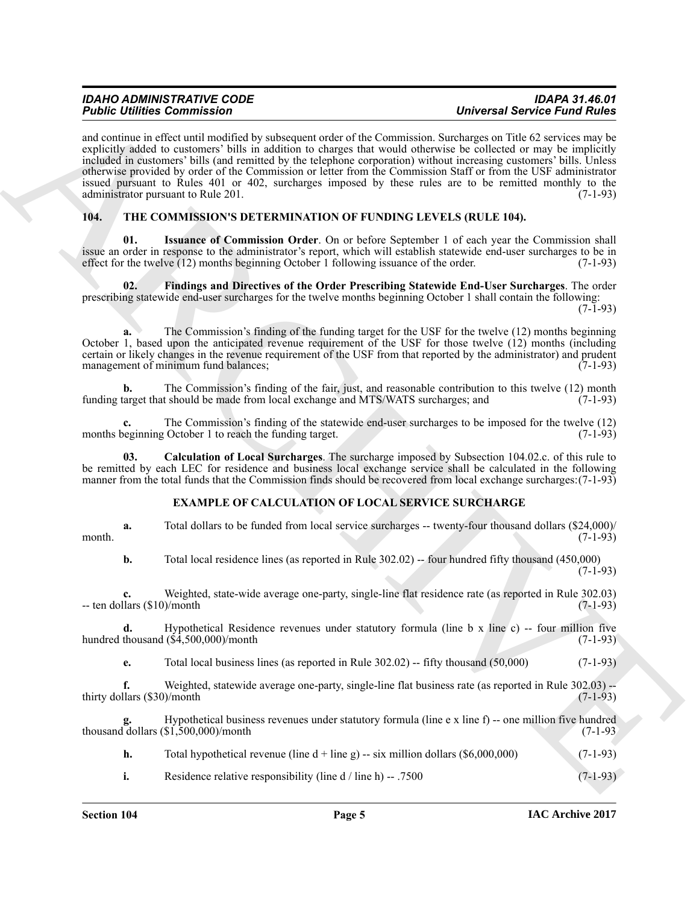and continue in effect until modified by subsequent order of the Commission. Surcharges on Title 62 services may be explicitly added to customers' bills in addition to charges that would otherwise be collected or may be implicitly included in customers' bills (and remitted by the telephone corporation) without increasing customers' bills. Unless otherwise provided by order of the Commission or letter from the Commission Staff or from the USF administrator issued pursuant to Rules 401 or 402, surcharges imposed by these rules are to be remitted monthly to the administrator pursuant to Rule 201. (7-1-93)

## 104. THE COMMISSION'S DETERMINATION OF FUNDING LEVELS (RULE 104).

**01. Issuance of Commission Order**. On or before September 1 of each year the Commission shall issue an order in response to the administrator's report, which will establish statewide end-user surcharges to be in effect for the twelve (12) months beginning October 1 following issuance of the order. (7-1-93)

**02. Findings and Directives of the Order Prescribing Statewide End-User Surcharges**. The order prescribing statewide end-user surcharges for the twelve months beginning October 1 shall contain the following: (7-1-93)

**a.** The Commission's finding of the funding target for the USF for the twelve (12) months beginning October 1, based upon the anticipated revenue requirement of the USF for those twelve (12) months (including certain or likely changes in the revenue requirement of the USF from that reported by the administrator) and prudent management of minimum fund balances; (7-1-93)

**b.** The Commission's finding of the fair, just, and reasonable contribution to this twelve (12) month funding target that should be made from local exchange and MTS/WATS surcharges; and (7-1-93)

**c.** The Commission's finding of the statewide end-user surcharges to be imposed for the twelve (12) months beginning October 1 to reach the funding target. (7-1-93)

**03. Calculation of Local Surcharges**. The surcharge imposed by Subsection 104.02.c. of this rule to be remitted by each LEC for residence and business local exchange service shall be calculated in the following manner from the total funds that the Commission finds should be recovered from local exchange surcharges: (7-1-93)

### EXAMPLE OF CALCULATION OF LOCAL SERVICE SURCHARGE

**a.** Total dollars to be funded from local service surcharges -- twenty-four thousand dollars ($24,000)/ month. (7-1-93)

**b.** Total local residence lines (as reported in Rule 302.02) -- four hundred fifty thousand (450,000) (7-1-93)

**c.** Weighted, state-wide average one-party, single-line flat residence rate (as reported in Rule 302.03) -- ten dollars ($10)/month (7-1-93)

**d.** Hypothetical Residence revenues under statutory formula (line b x line c) -- four million five hundred thousand ($4,500,000)/month (7-1-93)

**e.** Total local business lines (as reported in Rule 302.02) -- fifty thousand (50,000) (7-1-93)

**f.** Weighted, statewide average one-party, single-line flat business rate (as reported in Rule 302.03) -- thirty dollars ($30)/month (7-1-93)

**g.** Hypothetical business revenues under statutory formula (line e x line f) -- one million five hundred thousand dollars ($1,500,000)/month (7-1-93

**h.** Total hypothetical revenue (line d + line g) -- six million dollars ($6,000,000) (7-1-93)

**i.** Residence relative responsibility (line d / line h) -- .7500 (7-1-93)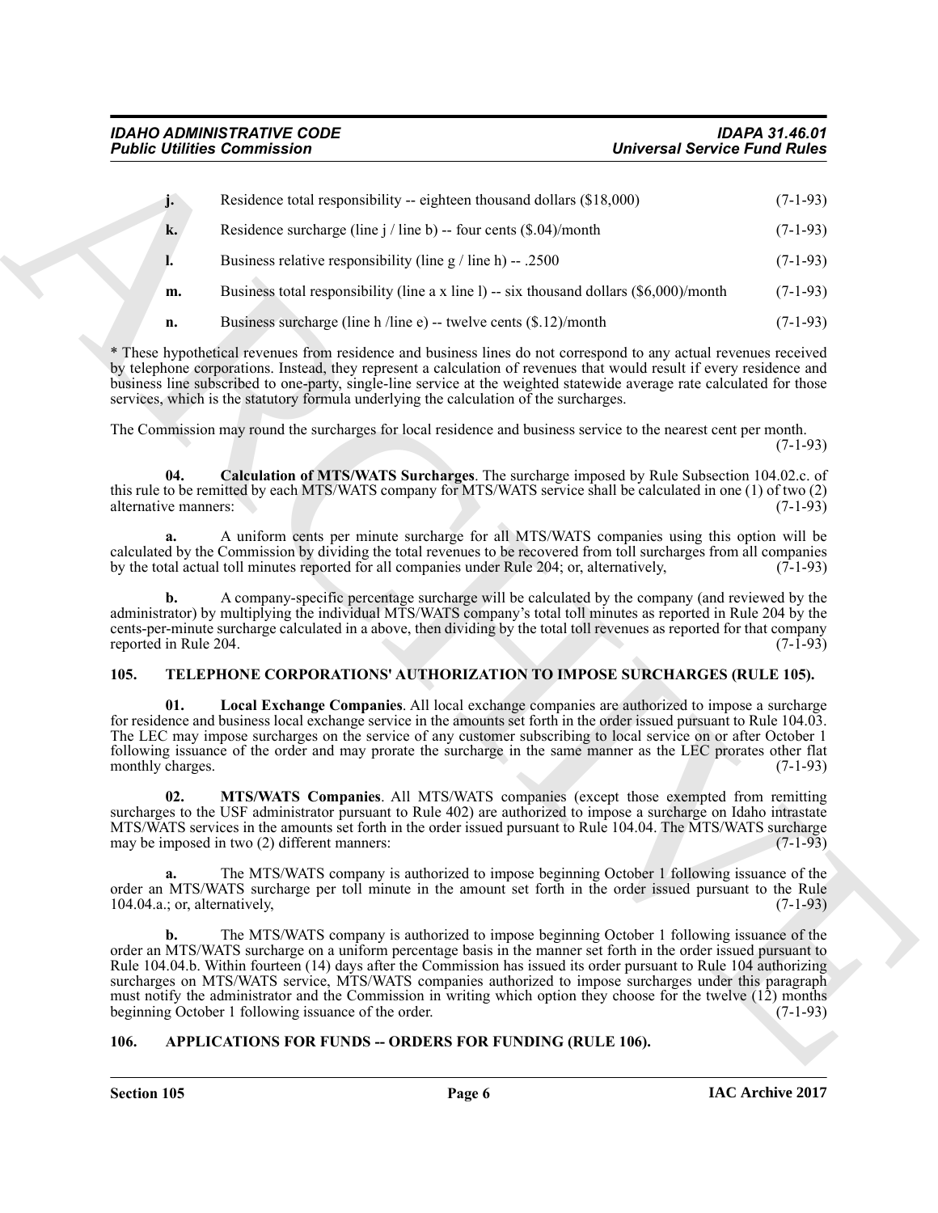**j.** Residence total responsibility -- eighteen thousand dollars ($18,000) (7-1-93)

**k.** Residence surcharge (line j / line b) -- four cents ($.04)/month (7-1-93)

**l.** Business relative responsibility (line g / line h) -- .2500 (7-1-93)

**m.** Business total responsibility (line a x line l) -- six thousand dollars ($6,000)/month (7-1-93)

**n.** Business surcharge (line h /line e) -- twelve cents ($.12)/month (7-1-93)

* These hypothetical revenues from residence and business lines do not correspond to any actual revenues received by telephone corporations. Instead, they represent a calculation of revenues that would result if every residence and business line subscribed to one-party, single-line service at the weighted statewide average rate calculated for those services, which is the statutory formula underlying the calculation of the surcharges.

The Commission may round the surcharges for local residence and business service to the nearest cent per month. (7-1-93)

**04. Calculation of MTS/WATS Surcharges**. The surcharge imposed by Rule Subsection 104.02.c. of this rule to be remitted by each MTS/WATS company for MTS/WATS service shall be calculated in one (1) of two (2) alternative manners: (7-1-93)

**a.** A uniform cents per minute surcharge for all MTS/WATS companies using this option will be calculated by the Commission by dividing the total revenues to be recovered from toll surcharges from all companies by the total actual toll minutes reported for all companies under Rule 204; or, alternatively, (7-1-93)

**b.** A company-specific percentage surcharge will be calculated by the company (and reviewed by the administrator) by multiplying the individual MTS/WATS company's total toll minutes as reported in Rule 204 by the cents-per-minute surcharge calculated in a above, then dividing by the total toll revenues as reported for that company reported in Rule 204. (7-1-93)

## 105. TELEPHONE CORPORATIONS' AUTHORIZATION TO IMPOSE SURCHARGES (RULE 105).

**01. Local Exchange Companies**. All local exchange companies are authorized to impose a surcharge for residence and business local exchange service in the amounts set forth in the order issued pursuant to Rule 104.03. The LEC may impose surcharges on the service of any customer subscribing to local service on or after October 1 following issuance of the order and may prorate the surcharge in the same manner as the LEC prorates other flat monthly charges. (7-1-93)

**02. MTS/WATS Companies**. All MTS/WATS companies (except those exempted from remitting surcharges to the USF administrator pursuant to Rule 402) are authorized to impose a surcharge on Idaho intrastate MTS/WATS services in the amounts set forth in the order issued pursuant to Rule 104.04. The MTS/WATS surcharge may be imposed in two (2) different manners: (7-1-93)

**a.** The MTS/WATS company is authorized to impose beginning October 1 following issuance of the order an MTS/WATS surcharge per toll minute in the amount set forth in the order issued pursuant to the Rule 104.04.a.; or, alternatively, (7-1-93)

**b.** The MTS/WATS company is authorized to impose beginning October 1 following issuance of the order an MTS/WATS surcharge on a uniform percentage basis in the manner set forth in the order issued pursuant to Rule 104.04.b. Within fourteen (14) days after the Commission has issued its order pursuant to Rule 104 authorizing surcharges on MTS/WATS service, MTS/WATS companies authorized to impose surcharges under this paragraph must notify the administrator and the Commission in writing which option they choose for the twelve (12) months beginning October 1 following issuance of the order. (7-1-93)

## 106. APPLICATIONS FOR FUNDS -- ORDERS FOR FUNDING (RULE 106).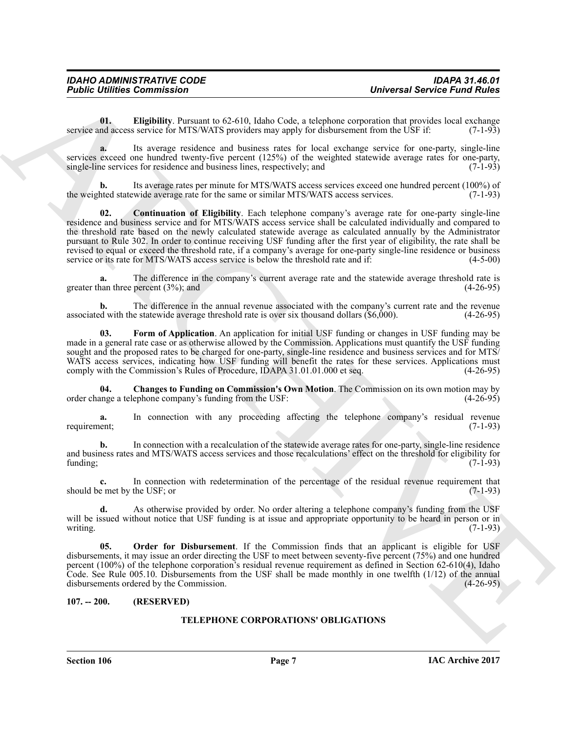**01. Eligibility**. Pursuant to 62-610, Idaho Code, a telephone corporation that provides local exchange service and access service for MTS/WATS providers may apply for disbursement from the USF if: (7-1-93)

**a.** Its average residence and business rates for local exchange service for one-party, single-line services exceed one hundred twenty-five percent (125%) of the weighted statewide average rates for one-party, single-line services for residence and business lines, respectively; and (7-1-93)

**b.** Its average rates per minute for MTS/WATS access services exceed one hundred percent (100%) of the weighted statewide average rate for the same or similar MTS/WATS access services. (7-1-93)

**02. Continuation of Eligibility**. Each telephone company's average rate for one-party single-line residence and business service and for MTS/WATS access service shall be calculated individually and compared to the threshold rate based on the newly calculated statewide average as calculated annually by the Administrator pursuant to Rule 302. In order to continue receiving USF funding after the first year of eligibility, the rate shall be revised to equal or exceed the threshold rate, if a company's average for one-party single-line residence or business service or its rate for MTS/WATS access service is below the threshold rate and if: (4-5-00)

**a.** The difference in the company's current average rate and the statewide average threshold rate is greater than three percent (3%); and (4-26-95)

**b.** The difference in the annual revenue associated with the company's current rate and the revenue associated with the statewide average threshold rate is over six thousand dollars ($6,000). (4-26-95)

**03. Form of Application**. An application for initial USF funding or changes in USF funding may be made in a general rate case or as otherwise allowed by the Commission. Applications must quantify the USF funding sought and the proposed rates to be charged for one-party, single-line residence and business services and for MTS/WATS access services, indicating how USF funding will benefit the rates for these services. Applications must comply with the Commission's Rules of Procedure, IDAPA 31.01.01.000 et seq. (4-26-95)

**04. Changes to Funding on Commission's Own Motion**. The Commission on its own motion may by order change a telephone company's funding from the USF: (4-26-95)

**a.** In connection with any proceeding affecting the telephone company's residual revenue requirement; (7-1-93)

**b.** In connection with a recalculation of the statewide average rates for one-party, single-line residence and business rates and MTS/WATS access services and those recalculations' effect on the threshold for eligibility for funding; (7-1-93)

**c.** In connection with redetermination of the percentage of the residual revenue requirement that should be met by the USF; or (7-1-93)

**d.** As otherwise provided by order. No order altering a telephone company's funding from the USF will be issued without notice that USF funding is at issue and appropriate opportunity to be heard in person or in writing. (7-1-93)

**05. Order for Disbursement**. If the Commission finds that an applicant is eligible for USF disbursements, it may issue an order directing the USF to meet between seventy-five percent (75%) and one hundred percent (100%) of the telephone corporation's residual revenue requirement as defined in Section 62-610(4), Idaho Code. See Rule 005.10. Disbursements from the USF shall be made monthly in one twelfth (1/12) of the annual disbursements ordered by the Commission. (4-26-95)

**107. -- 200. (RESERVED)**

## TELEPHONE CORPORATIONS' OBLIGATIONS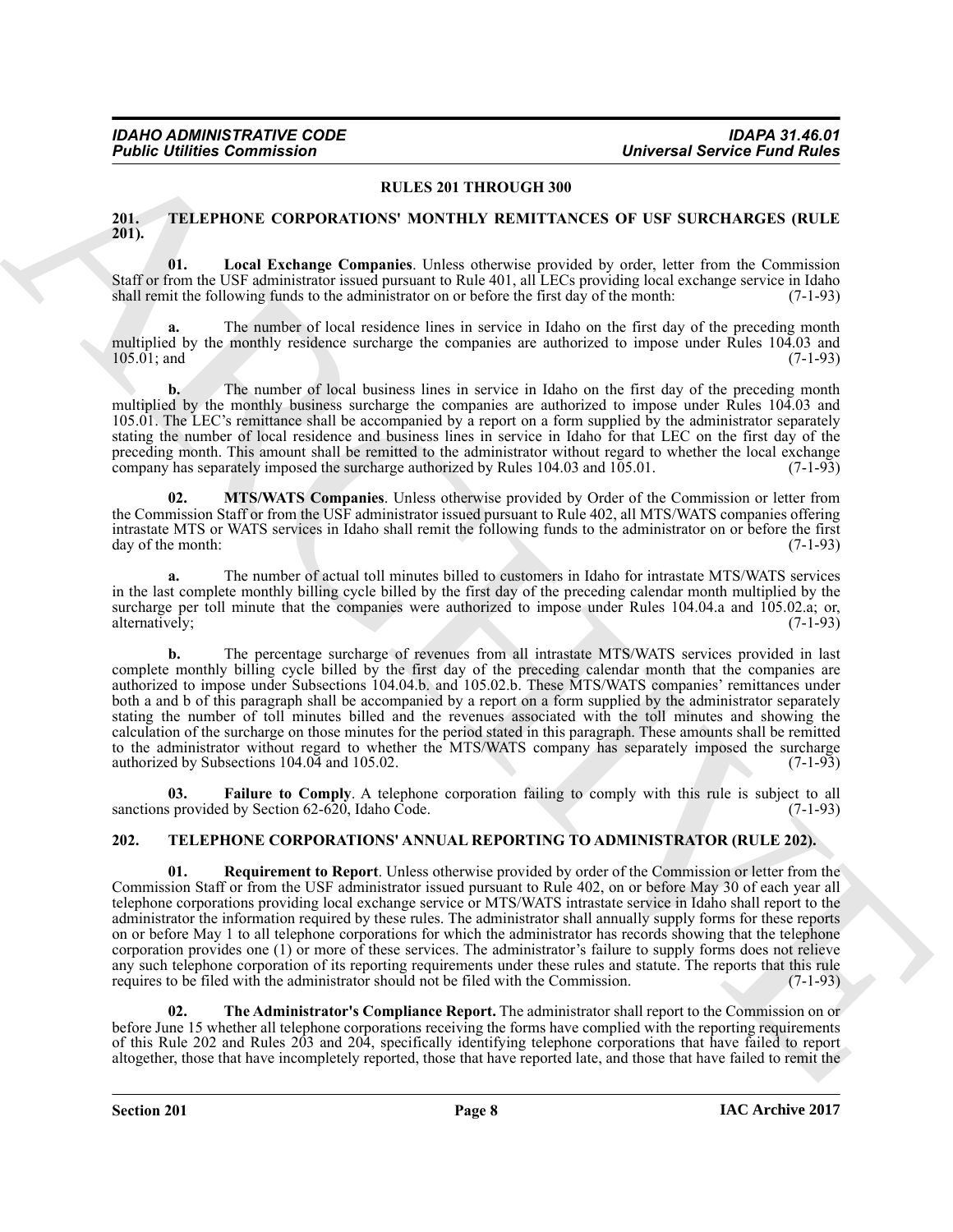## RULES 201 THROUGH 300

### 201. TELEPHONE CORPORATIONS' MONTHLY REMITTANCES OF USF SURCHARGES (RULE 201).

**01. Local Exchange Companies**. Unless otherwise provided by order, letter from the Commission Staff or from the USF administrator issued pursuant to Rule 401, all LECs providing local exchange service in Idaho shall remit the following funds to the administrator on or before the first day of the month: (7-1-93)

**a.** The number of local residence lines in service in Idaho on the first day of the preceding month multiplied by the monthly residence surcharge the companies are authorized to impose under Rules 104.03 and 105.01; and (7-1-93)

**b.** The number of local business lines in service in Idaho on the first day of the preceding month multiplied by the monthly business surcharge the companies are authorized to impose under Rules 104.03 and 105.01. The LEC's remittance shall be accompanied by a report on a form supplied by the administrator separately stating the number of local residence and business lines in service in Idaho for that LEC on the first day of the preceding month. This amount shall be remitted to the administrator without regard to whether the local exchange company has separately imposed the surcharge authorized by Rules 104.03 and 105.01. (7-1-93)

**02. MTS/WATS Companies**. Unless otherwise provided by Order of the Commission or letter from the Commission Staff or from the USF administrator issued pursuant to Rule 402, all MTS/WATS companies offering intrastate MTS or WATS services in Idaho shall remit the following funds to the administrator on or before the first day of the month: (7-1-93)

**a.** The number of actual toll minutes billed to customers in Idaho for intrastate MTS/WATS services in the last complete monthly billing cycle billed by the first day of the preceding calendar month multiplied by the surcharge per toll minute that the companies were authorized to impose under Rules 104.04.a and 105.02.a; or, alternatively; (7-1-93)

**b.** The percentage surcharge of revenues from all intrastate MTS/WATS services provided in last complete monthly billing cycle billed by the first day of the preceding calendar month that the companies are authorized to impose under Subsections 104.04.b. and 105.02.b. These MTS/WATS companies' remittances under both a and b of this paragraph shall be accompanied by a report on a form supplied by the administrator separately stating the number of toll minutes billed and the revenues associated with the toll minutes and showing the calculation of the surcharge on those minutes for the period stated in this paragraph. These amounts shall be remitted to the administrator without regard to whether the MTS/WATS company has separately imposed the surcharge authorized by Subsections 104.04 and 105.02. (7-1-93)

**03. Failure to Comply**. A telephone corporation failing to comply with this rule is subject to all sanctions provided by Section 62-620, Idaho Code. (7-1-93)

### 202. TELEPHONE CORPORATIONS' ANNUAL REPORTING TO ADMINISTRATOR (RULE 202).

**01. Requirement to Report**. Unless otherwise provided by order of the Commission or letter from the Commission Staff or from the USF administrator issued pursuant to Rule 402, on or before May 30 of each year all telephone corporations providing local exchange service or MTS/WATS intrastate service in Idaho shall report to the administrator the information required by these rules. The administrator shall annually supply forms for these reports on or before May 1 to all telephone corporations for which the administrator has records showing that the telephone corporation provides one (1) or more of these services. The administrator's failure to supply forms does not relieve any such telephone corporation of its reporting requirements under these rules and statute. The reports that this rule requires to be filed with the administrator should not be filed with the Commission. (7-1-93)

**02. The Administrator's Compliance Report.** The administrator shall report to the Commission on or before June 15 whether all telephone corporations receiving the forms have complied with the reporting requirements of this Rule 202 and Rules 203 and 204, specifically identifying telephone corporations that have failed to report altogether, those that have incompletely reported, those that have reported late, and those that have failed to remit the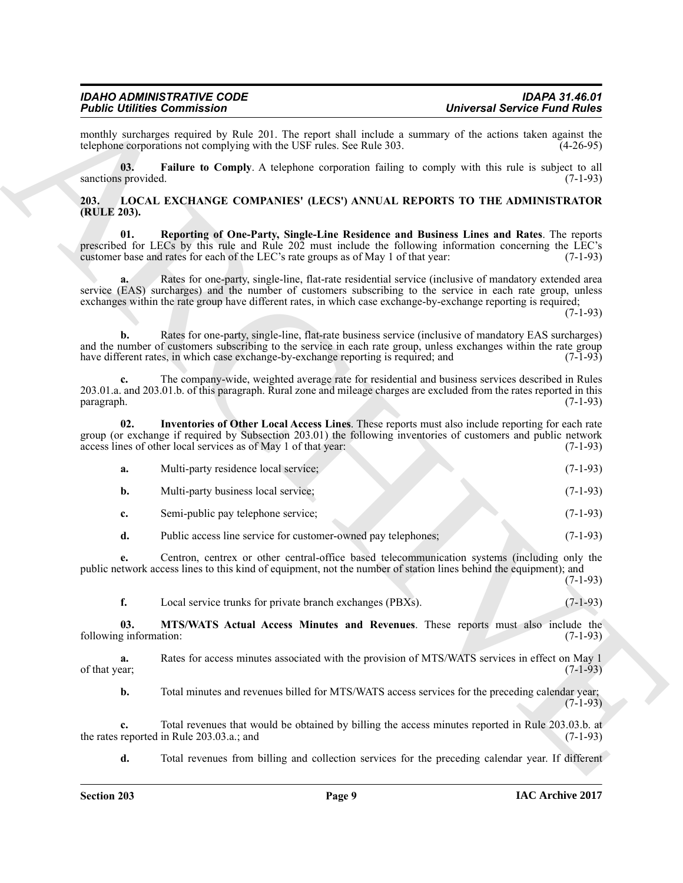monthly surcharges required by Rule 201. The report shall include a summary of the actions taken against the telephone corporations not complying with the USF rules. See Rule 303. (4-26-95)

**03. Failure to Comply**. A telephone corporation failing to comply with this rule is subject to all sanctions provided. (7-1-93)

## 203. LOCAL EXCHANGE COMPANIES' (LECS') ANNUAL REPORTS TO THE ADMINISTRATOR (RULE 203).

**01. Reporting of One-Party, Single-Line Residence and Business Lines and Rates**. The reports prescribed for LECs by this rule and Rule 202 must include the following information concerning the LEC's customer base and rates for each of the LEC's rate groups as of May 1 of that year: (7-1-93)

**a.** Rates for one-party, single-line, flat-rate residential service (inclusive of mandatory extended area service (EAS) surcharges) and the number of customers subscribing to the service in each rate group, unless exchanges within the rate group have different rates, in which case exchange-by-exchange reporting is required; (7-1-93)

**b.** Rates for one-party, single-line, flat-rate business service (inclusive of mandatory EAS surcharges) and the number of customers subscribing to the service in each rate group, unless exchanges within the rate group have different rates, in which case exchange-by-exchange reporting is required; and (7-1-93)

**c.** The company-wide, weighted average rate for residential and business services described in Rules 203.01.a. and 203.01.b. of this paragraph. Rural zone and mileage charges are excluded from the rates reported in this paragraph. (7-1-93)

**02. Inventories of Other Local Access Lines**. These reports must also include reporting for each rate group (or exchange if required by Subsection 203.01) the following inventories of customers and public network access lines of other local services as of May 1 of that year: (7-1-93)

**a.** Multi-party residence local service; (7-1-93)

**b.** Multi-party business local service; (7-1-93)

**c.** Semi-public pay telephone service; (7-1-93)

**d.** Public access line service for customer-owned pay telephones; (7-1-93)

**e.** Centron, centrex or other central-office based telecommunication systems (including only the public network access lines to this kind of equipment, not the number of station lines behind the equipment); and (7-1-93)

**f.** Local service trunks for private branch exchanges (PBXs). (7-1-93)

**03. MTS/WATS Actual Access Minutes and Revenues**. These reports must also include the following information: (7-1-93)

**a.** Rates for access minutes associated with the provision of MTS/WATS services in effect on May 1 of that year; (7-1-93)

**b.** Total minutes and revenues billed for MTS/WATS access services for the preceding calendar year; (7-1-93)

**c.** Total revenues that would be obtained by billing the access minutes reported in Rule 203.03.b. at the rates reported in Rule 203.03.a.; and (7-1-93)

**d.** Total revenues from billing and collection services for the preceding calendar year. If different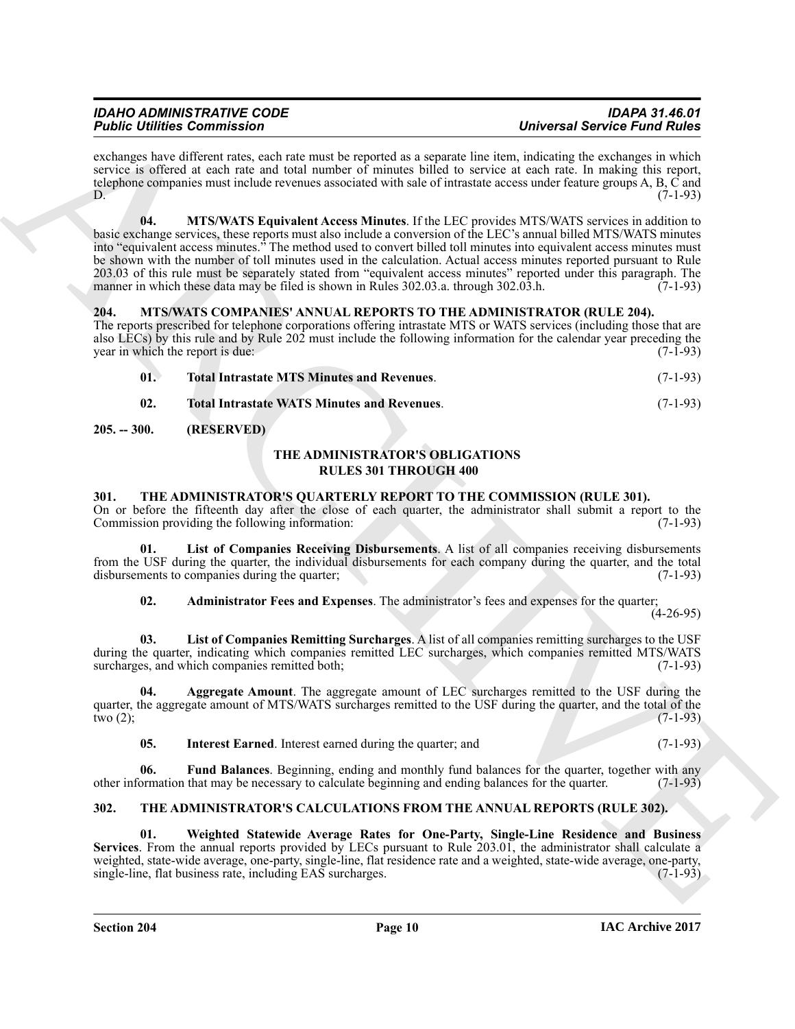exchanges have different rates, each rate must be reported as a separate line item, indicating the exchanges in which service is offered at each rate and total number of minutes billed to service at each rate. In making this report, telephone companies must include revenues associated with sale of intrastate access under feature groups A, B, C and D. (7-1-93)

**04. MTS/WATS Equivalent Access Minutes**. If the LEC provides MTS/WATS services in addition to basic exchange services, these reports must also include a conversion of the LEC's annual billed MTS/WATS minutes into "equivalent access minutes." The method used to convert billed toll minutes into equivalent access minutes must be shown with the number of toll minutes used in the calculation. Actual access minutes reported pursuant to Rule 203.03 of this rule must be separately stated from "equivalent access minutes" reported under this paragraph. The manner in which these data may be filed is shown in Rules 302.03.a. through 302.03.h. (7-1-93)

## 204. MTS/WATS COMPANIES' ANNUAL REPORTS TO THE ADMINISTRATOR (RULE 204).

The reports prescribed for telephone corporations offering intrastate MTS or WATS services (including those that are also LECs) by this rule and by Rule 202 must include the following information for the calendar year preceding the year in which the report is due: (7-1-93)

**01. Total Intrastate MTS Minutes and Revenues**. (7-1-93)

**02. Total Intrastate WATS Minutes and Revenues**. (7-1-93)

## 205. -- 300. (RESERVED)

## THE ADMINISTRATOR'S OBLIGATIONS RULES 301 THROUGH 400

## 301. THE ADMINISTRATOR'S QUARTERLY REPORT TO THE COMMISSION (RULE 301).

On or before the fifteenth day after the close of each quarter, the administrator shall submit a report to the Commission providing the following information: (7-1-93)

**01. List of Companies Receiving Disbursements**. A list of all companies receiving disbursements from the USF during the quarter, the individual disbursements for each company during the quarter, and the total disbursements to companies during the quarter; (7-1-93)

**02. Administrator Fees and Expenses**. The administrator's fees and expenses for the quarter; (4-26-95)

**03. List of Companies Remitting Surcharges**. A list of all companies remitting surcharges to the USF during the quarter, indicating which companies remitted LEC surcharges, which companies remitted MTS/WATS surcharges, and which companies remitted both; (7-1-93)

**04. Aggregate Amount**. The aggregate amount of LEC surcharges remitted to the USF during the quarter, the aggregate amount of MTS/WATS surcharges remitted to the USF during the quarter, and the total of the two (2); (7-1-93)

**05. Interest Earned**. Interest earned during the quarter; and (7-1-93)

**06. Fund Balances**. Beginning, ending and monthly fund balances for the quarter, together with any other information that may be necessary to calculate beginning and ending balances for the quarter. (7-1-93)

## 302. THE ADMINISTRATOR'S CALCULATIONS FROM THE ANNUAL REPORTS (RULE 302).

**01. Weighted Statewide Average Rates for One-Party, Single-Line Residence and Business Services**. From the annual reports provided by LECs pursuant to Rule 203.01, the administrator shall calculate a weighted, state-wide average, one-party, single-line, flat residence rate and a weighted, state-wide average, one-party, single-line, flat business rate, including EAS surcharges. (7-1-93)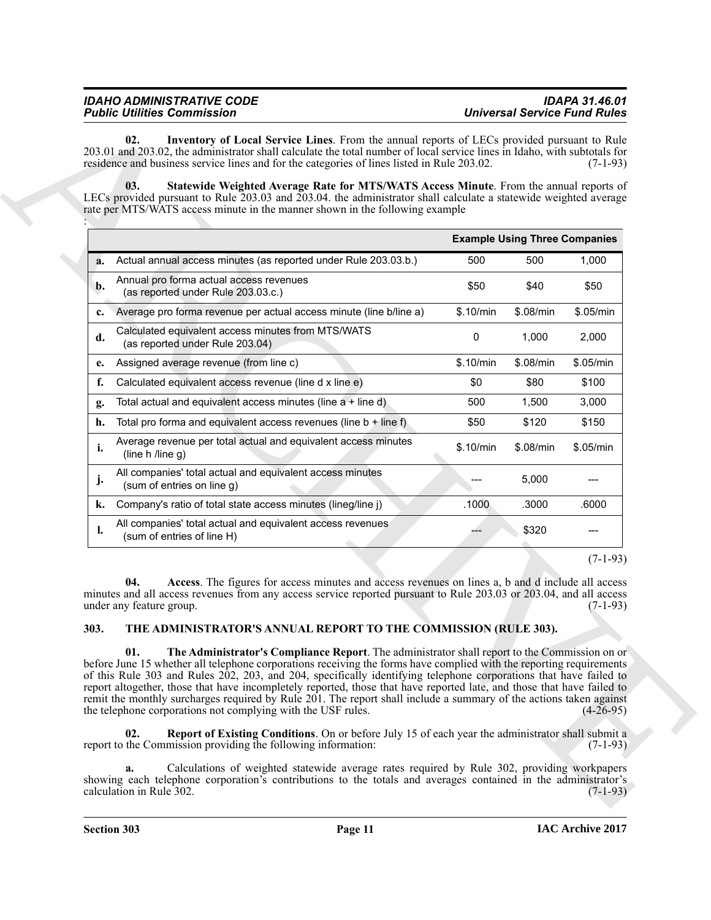**02. Inventory of Local Service Lines**. From the annual reports of LECs provided pursuant to Rule 203.01 and 203.02, the administrator shall calculate the total number of local service lines in Idaho, with subtotals for residence and business service lines and for the categories of lines listed in Rule 203.02. (7-1-93)

**03. Statewide Weighted Average Rate for MTS/WATS Access Minute**. From the annual reports of LECs provided pursuant to Rule 203.03 and 203.04. the administrator shall calculate a statewide weighted average rate per MTS/WATS access minute in the manner shown in the following example
:

| | | Example Using Three Companies | | |
|---|---|---|---|---|
| **a.** | Actual annual access minutes (as reported under Rule 203.03.b.) | 500 | 500 | 1,000 |
| **b.** | Annual pro forma actual access revenues (as reported under Rule 203.03.c.) | $50 | $40 | $50 |
| **c.** | Average pro forma revenue per actual access minute (line b/line a) | $.10/min | $.08/min | $.05/min |
| **d.** | Calculated equivalent access minutes from MTS/WATS (as reported under Rule 203.04) | 0 | 1,000 | 2,000 |
| **e.** | Assigned average revenue (from line c) | $.10/min | $.08/min | $.05/min |
| **f.** | Calculated equivalent access revenue (line d x line e) | $0 | $80 | $100 |
| **g.** | Total actual and equivalent access minutes (line a + line d) | 500 | 1,500 | 3,000 |
| **h.** | Total pro forma and equivalent access revenues (line b + line f) | $50 | $120 | $150 |
| **i.** | Average revenue per total actual and equivalent access minutes (line h /line g) | $.10/min | $.08/min | $.05/min |
| **j.** | All companies' total actual and equivalent access minutes (sum of entries on line g) | --- | 5,000 | --- |
| **k.** | Company's ratio of total state access minutes (lineg/line j) | .1000 | .3000 | .6000 |
| **l.** | All companies' total actual and equivalent access revenues (sum of entries of line H) | --- | $320 | --- |

(7-1-93)

**04. Access**. The figures for access minutes and access revenues on lines a, b and d include all access minutes and all access revenues from any access service reported pursuant to Rule 203.03 or 203.04, and all access under any feature group. (7-1-93)

## 303. THE ADMINISTRATOR'S ANNUAL REPORT TO THE COMMISSION (RULE 303).

**01. The Administrator's Compliance Report**. The administrator shall report to the Commission on or before June 15 whether all telephone corporations receiving the forms have complied with the reporting requirements of this Rule 303 and Rules 202, 203, and 204, specifically identifying telephone corporations that have failed to report altogether, those that have incompletely reported, those that have reported late, and those that have failed to remit the monthly surcharges required by Rule 201. The report shall include a summary of the actions taken against the telephone corporations not complying with the USF rules. (4-26-95)

**02. Report of Existing Conditions**. On or before July 15 of each year the administrator shall submit a report to the Commission providing the following information: (7-1-93)

**a.** Calculations of weighted statewide average rates required by Rule 302, providing workpapers showing each telephone corporation's contributions to the totals and averages contained in the administrator's calculation in Rule 302. (7-1-93)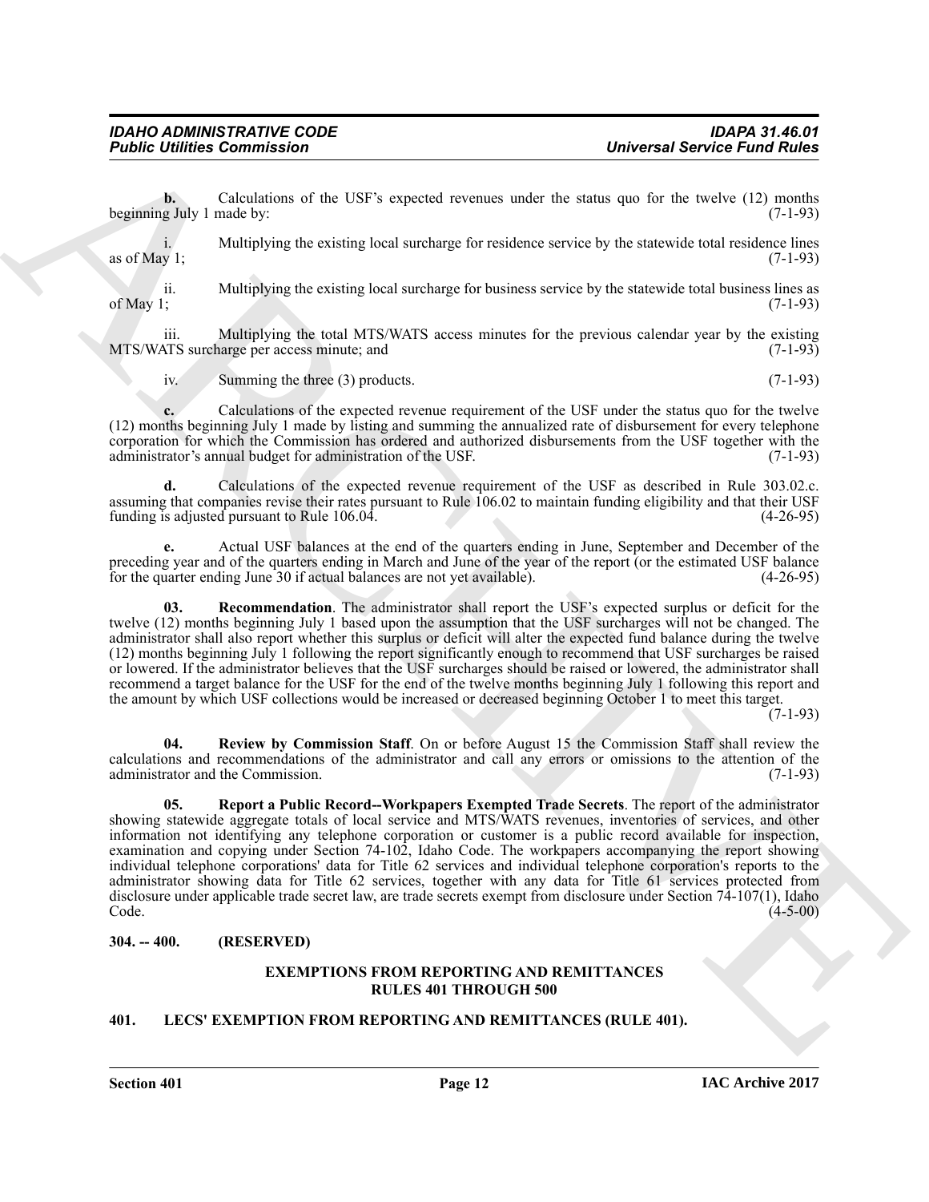**b.** Calculations of the USF's expected revenues under the status quo for the twelve (12) months beginning July 1 made by: (7-1-93)

i. Multiplying the existing local surcharge for residence service by the statewide total residence lines as of May 1; (7-1-93)

ii. Multiplying the existing local surcharge for business service by the statewide total business lines as of May 1; (7-1-93)

iii. Multiplying the total MTS/WATS access minutes for the previous calendar year by the existing MTS/WATS surcharge per access minute; and (7-1-93)

iv. Summing the three (3) products. (7-1-93)

**c.** Calculations of the expected revenue requirement of the USF under the status quo for the twelve (12) months beginning July 1 made by listing and summing the annualized rate of disbursement for every telephone corporation for which the Commission has ordered and authorized disbursements from the USF together with the administrator's annual budget for administration of the USF. (7-1-93)

**d.** Calculations of the expected revenue requirement of the USF as described in Rule 303.02.c. assuming that companies revise their rates pursuant to Rule 106.02 to maintain funding eligibility and that their USF funding is adjusted pursuant to Rule 106.04. (4-26-95)

**e.** Actual USF balances at the end of the quarters ending in June, September and December of the preceding year and of the quarters ending in March and June of the year of the report (or the estimated USF balance for the quarter ending June 30 if actual balances are not yet available). (4-26-95)

**03. Recommendation**. The administrator shall report the USF's expected surplus or deficit for the twelve (12) months beginning July 1 based upon the assumption that the USF surcharges will not be changed. The administrator shall also report whether this surplus or deficit will alter the expected fund balance during the twelve (12) months beginning July 1 following the report significantly enough to recommend that USF surcharges be raised or lowered. If the administrator believes that the USF surcharges should be raised or lowered, the administrator shall recommend a target balance for the USF for the end of the twelve months beginning July 1 following this report and the amount by which USF collections would be increased or decreased beginning October 1 to meet this target. (7-1-93)

**04. Review by Commission Staff**. On or before August 15 the Commission Staff shall review the calculations and recommendations of the administrator and call any errors or omissions to the attention of the administrator and the Commission. (7-1-93)

**05. Report a Public Record--Workpapers Exempted Trade Secrets**. The report of the administrator showing statewide aggregate totals of local service and MTS/WATS revenues, inventories of services, and other information not identifying any telephone corporation or customer is a public record available for inspection, examination and copying under Section 74-102, Idaho Code. The workpapers accompanying the report showing individual telephone corporations' data for Title 62 services and individual telephone corporation's reports to the administrator showing data for Title 62 services, together with any data for Title 61 services protected from disclosure under applicable trade secret law, are trade secrets exempt from disclosure under Section 74-107(1), Idaho Code. (4-5-00)

## 304. -- 400. (RESERVED)

### EXEMPTIONS FROM REPORTING AND REMITTANCES
### RULES 401 THROUGH 500

## 401. LECS' EXEMPTION FROM REPORTING AND REMITTANCES (RULE 401).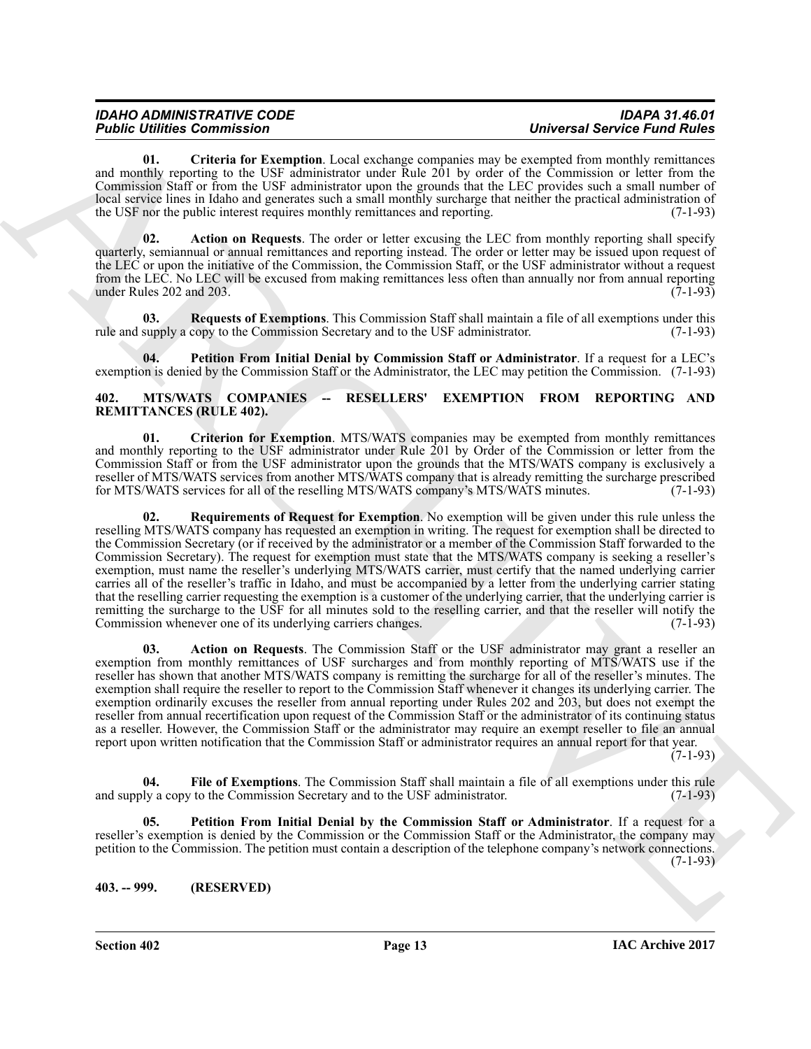**01. Criteria for Exemption**. Local exchange companies may be exempted from monthly remittances and monthly reporting to the USF administrator under Rule 201 by order of the Commission or letter from the Commission Staff or from the USF administrator upon the grounds that the LEC provides such a small number of local service lines in Idaho and generates such a small monthly surcharge that neither the practical administration of the USF nor the public interest requires monthly remittances and reporting. (7-1-93)

**02. Action on Requests**. The order or letter excusing the LEC from monthly reporting shall specify quarterly, semiannual or annual remittances and reporting instead. The order or letter may be issued upon request of the LEC or upon the initiative of the Commission, the Commission Staff, or the USF administrator without a request from the LEC. No LEC will be excused from making remittances less often than annually nor from annual reporting under Rules 202 and 203. (7-1-93)

**03. Requests of Exemptions**. This Commission Staff shall maintain a file of all exemptions under this rule and supply a copy to the Commission Secretary and to the USF administrator. (7-1-93)

**04. Petition From Initial Denial by Commission Staff or Administrator**. If a request for a LEC's exemption is denied by the Commission Staff or the Administrator, the LEC may petition the Commission. (7-1-93)

## 402. MTS/WATS COMPANIES -- RESELLERS' EXEMPTION FROM REPORTING AND REMITTANCES (RULE 402).

**01. Criterion for Exemption**. MTS/WATS companies may be exempted from monthly remittances and monthly reporting to the USF administrator under Rule 201 by Order of the Commission or letter from the Commission Staff or from the USF administrator upon the grounds that the MTS/WATS company is exclusively a reseller of MTS/WATS services from another MTS/WATS company that is already remitting the surcharge prescribed for MTS/WATS services for all of the reselling MTS/WATS company's MTS/WATS minutes. (7-1-93)

**02. Requirements of Request for Exemption**. No exemption will be given under this rule unless the reselling MTS/WATS company has requested an exemption in writing. The request for exemption shall be directed to the Commission Secretary (or if received by the administrator or a member of the Commission Staff forwarded to the Commission Secretary). The request for exemption must state that the MTS/WATS company is seeking a reseller's exemption, must name the reseller's underlying MTS/WATS carrier, must certify that the named underlying carrier carries all of the reseller's traffic in Idaho, and must be accompanied by a letter from the underlying carrier stating that the reselling carrier requesting the exemption is a customer of the underlying carrier, that the underlying carrier is remitting the surcharge to the USF for all minutes sold to the reselling carrier, and that the reseller will notify the Commission whenever one of its underlying carriers changes. (7-1-93)

**03. Action on Requests**. The Commission Staff or the USF administrator may grant a reseller an exemption from monthly remittances of USF surcharges and from monthly reporting of MTS/WATS use if the reseller has shown that another MTS/WATS company is remitting the surcharge for all of the reseller's minutes. The exemption shall require the reseller to report to the Commission Staff whenever it changes its underlying carrier. The exemption ordinarily excuses the reseller from annual reporting under Rules 202 and 203, but does not exempt the reseller from annual recertification upon request of the Commission Staff or the administrator of its continuing status as a reseller. However, the Commission Staff or the administrator may require an exempt reseller to file an annual report upon written notification that the Commission Staff or administrator requires an annual report for that year. (7-1-93)

**04. File of Exemptions**. The Commission Staff shall maintain a file of all exemptions under this rule and supply a copy to the Commission Secretary and to the USF administrator. (7-1-93)

**05. Petition From Initial Denial by the Commission Staff or Administrator**. If a request for a reseller's exemption is denied by the Commission or the Commission Staff or the Administrator, the company may petition to the Commission. The petition must contain a description of the telephone company's network connections. (7-1-93)

## 403. -- 999. (RESERVED)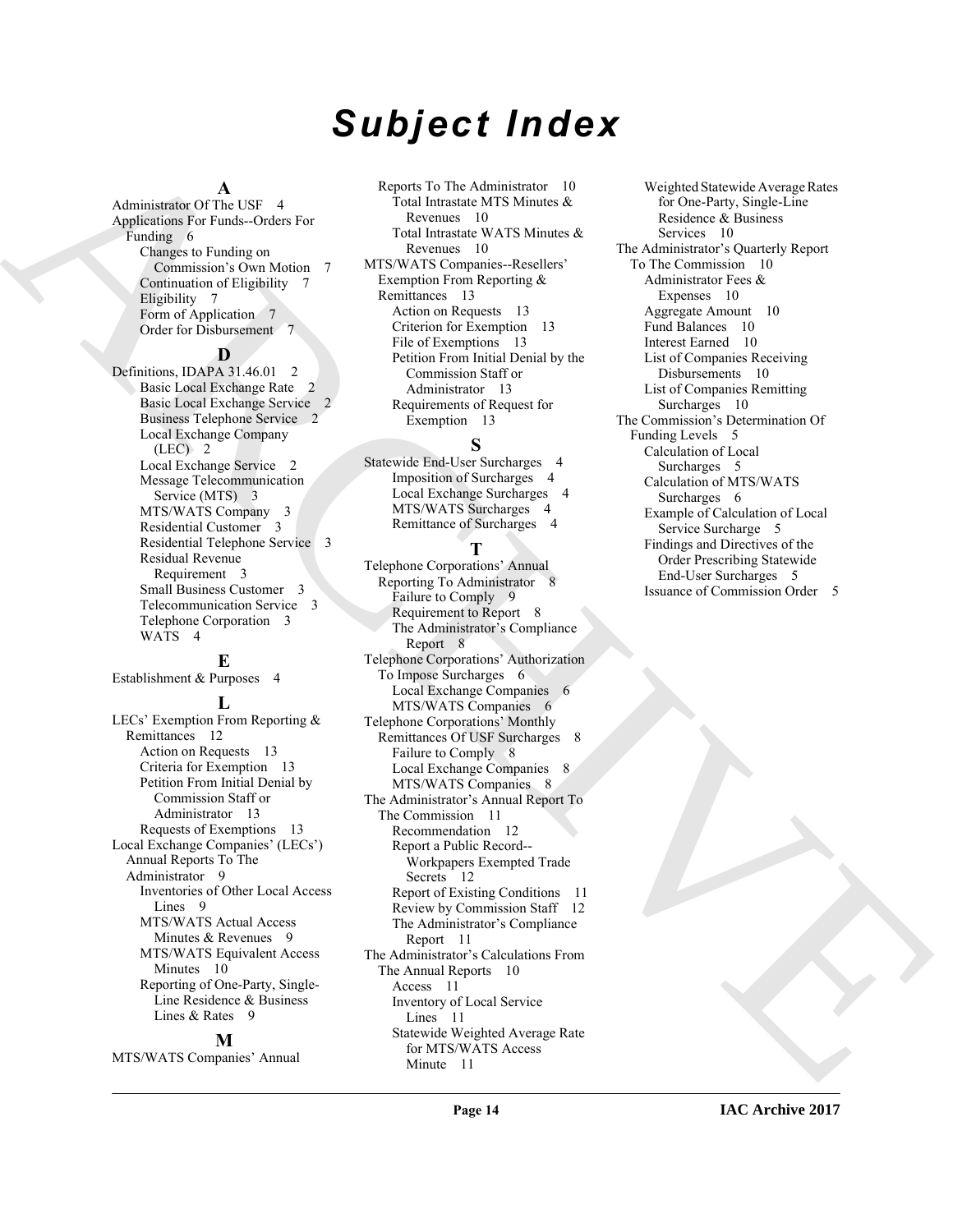# Subject Index

**A**

Administrator Of The USF 4
Applications For Funds--Orders For Funding 6
- Changes to Funding on Commission's Own Motion 7
- Continuation of Eligibility 7
- Eligibility 7
- Form of Application 7
- Order for Disbursement 7

**D**

Definitions, IDAPA 31.46.01 2
- Basic Local Exchange Rate 2
- Basic Local Exchange Service 2
- Business Telephone Service 2
- Local Exchange Company (LEC) 2
- Local Exchange Service 2
- Message Telecommunication Service (MTS) 3
- MTS/WATS Company 3
- Residential Customer 3
- Residential Telephone Service 3
- Residual Revenue Requirement 3
- Small Business Customer 3
- Telecommunication Service 3
- Telephone Corporation 3
- WATS 4

**E**

Establishment & Purposes 4

**L**

LECs' Exemption From Reporting & Remittances 12
- Action on Requests 13
- Criteria for Exemption 13
- Petition From Initial Denial by Commission Staff or Administrator 13
- Requests of Exemptions 13

Local Exchange Companies' (LECs') Annual Reports To The Administrator 9
- Inventories of Other Local Access Lines 9
- MTS/WATS Actual Access Minutes & Revenues 9
- MTS/WATS Equivalent Access Minutes 10
- Reporting of One-Party, Single-Line Residence & Business Lines & Rates 9

**M**

MTS/WATS Companies' Annual Reports To The Administrator 10
- Total Intrastate MTS Minutes & Revenues 10
- Total Intrastate WATS Minutes & Revenues 10

MTS/WATS Companies--Resellers' Exemption From Reporting & Remittances 13
- Action on Requests 13
- Criterion for Exemption 13
- File of Exemptions 13
- Petition From Initial Denial by the Commission Staff or Administrator 13
- Requirements of Request for Exemption 13

**S**

Statewide End-User Surcharges 4
- Imposition of Surcharges 4
- Local Exchange Surcharges 4
- MTS/WATS Surcharges 4
- Remittance of Surcharges 4

**T**

Telephone Corporations' Annual Reporting To Administrator 8
- Failure to Comply 9
- Requirement to Report 8
- The Administrator's Compliance Report 8

Telephone Corporations' Authorization To Impose Surcharges 6
- Local Exchange Companies 6
- MTS/WATS Companies 6

Telephone Corporations' Monthly Remittances Of USF Surcharges 8
- Failure to Comply 8
- Local Exchange Companies 8
- MTS/WATS Companies 8

The Administrator's Annual Report To The Commission 11
- Recommendation 12
- Report a Public Record--Workpapers Exempted Trade Secrets 12
- Report of Existing Conditions 11
- Review by Commission Staff 12
- The Administrator's Compliance Report 11

The Administrator's Calculations From The Annual Reports 10
- Access 11
- Inventory of Local Service Lines 11
- Statewide Weighted Average Rate for MTS/WATS Access Minute 11
- Weighted Statewide Average Rates for One-Party, Single-Line Residence & Business Services 10

The Administrator's Quarterly Report To The Commission 10
- Administrator Fees & Expenses 10
- Aggregate Amount 10
- Fund Balances 10
- Interest Earned 10
- List of Companies Receiving Disbursements 10
- List of Companies Remitting Surcharges 10

The Commission's Determination Of Funding Levels 5
- Calculation of Local Surcharges 5
- Calculation of MTS/WATS Surcharges 6
- Example of Calculation of Local Service Surcharge 5
- Findings and Directives of the Order Prescribing Statewide End-User Surcharges 5
- Issuance of Commission Order 5